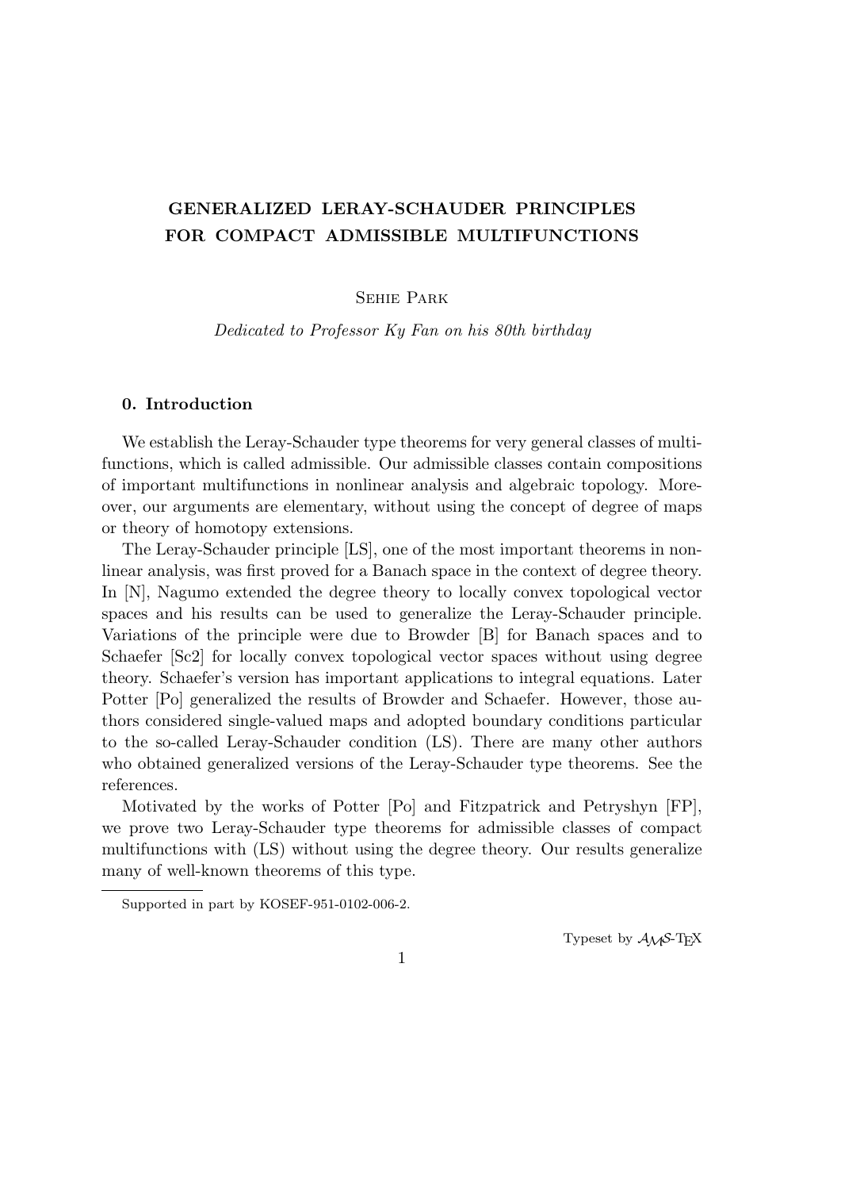# GENERALIZED LERAY-SCHAUDER PRINCIPLES FOR COMPACT ADMISSIBLE MULTIFUNCTIONS

Sehie Park

*Dedicated to Professor Ky Fan on his 80th birthday*

## 0. Introduction

We establish the Leray-Schauder type theorems for very general classes of multifunctions, which is called admissible. Our admissible classes contain compositions of important multifunctions in nonlinear analysis and algebraic topology. Moreover, our arguments are elementary, without using the concept of degree of maps or theory of homotopy extensions.

The Leray-Schauder principle [LS], one of the most important theorems in nonlinear analysis, was first proved for a Banach space in the context of degree theory. In [N], Nagumo extended the degree theory to locally convex topological vector spaces and his results can be used to generalize the Leray-Schauder principle. Variations of the principle were due to Browder [B] for Banach spaces and to Schaefer [Sc2] for locally convex topological vector spaces without using degree theory. Schaefer's version has important applications to integral equations. Later Potter [Po] generalized the results of Browder and Schaefer. However, those authors considered single-valued maps and adopted boundary conditions particular to the so-called Leray-Schauder condition (LS). There are many other authors who obtained generalized versions of the Leray-Schauder type theorems. See the references.

Motivated by the works of Potter [Po] and Fitzpatrick and Petryshyn [FP], we prove two Leray-Schauder type theorems for admissible classes of compact multifunctions with (LS) without using the degree theory. Our results generalize many of well-known theorems of this type.

Supported in part by KOSEF-951-0102-006-2.

Typeset by $\mathcal{A}_{\mathcal{M}}\mathcal{S}$-TEX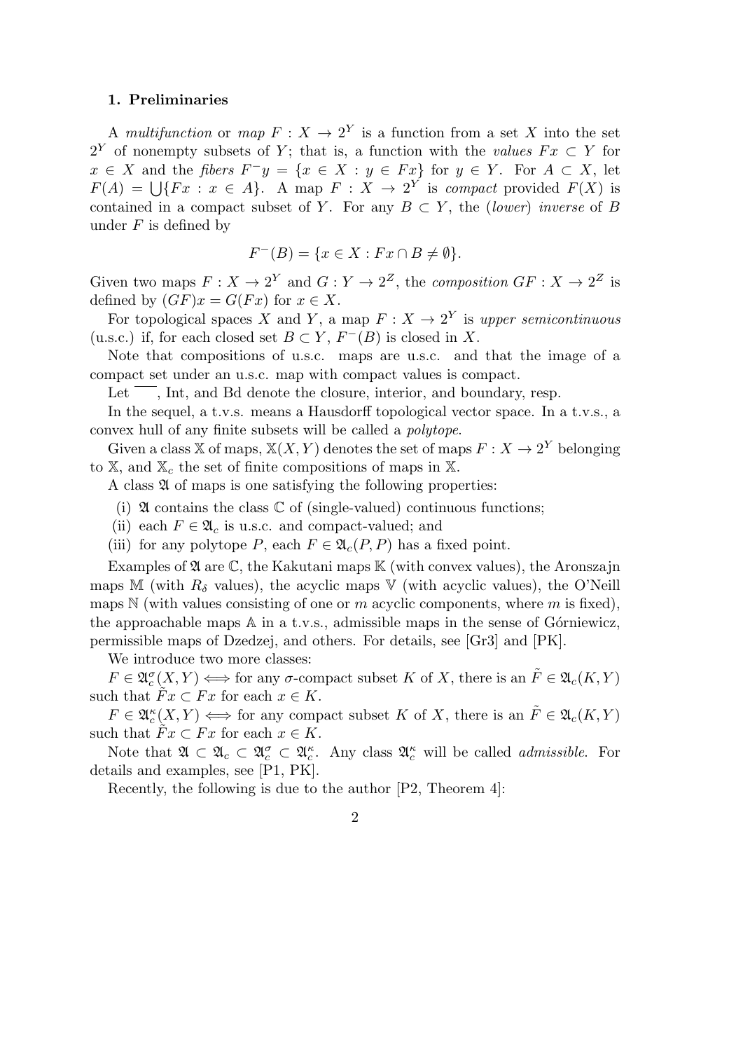## 1. Preliminaries

A *multifunction* or *map* $F : X \to 2^Y$ is a function from a set $X$ into the set $2^Y$ of nonempty subsets of $Y$; that is, a function with the *values* $Fx \subset Y$ for $x \in X$ and the *fibers* $F^{-}y = \{x \in X : y \in Fx\}$ for $y \in Y$. For $A \subset X$, let $F(A) = \bigcup\{Fx : x \in A\}$. A map $F : X \to 2^Y$ is *compact* provided $F(X)$ is contained in a compact subset of $Y$. For any $B \subset Y$, the (*lower*) *inverse* of $B$ under $F$ is defined by

$$F^{-}(B) = \{x \in X : Fx \cap B \neq \emptyset\}.$$

Given two maps $F : X \to 2^Y$ and $G : Y \to 2^Z$, the *composition* $GF : X \to 2^Z$ is defined by $(GF)x = G(Fx)$ for $x \in X$.

For topological spaces $X$ and $Y$, a map $F : X \to 2^Y$ is *upper semicontinuous* (u.s.c.) if, for each closed set $B \subset Y$, $F^{-}(B)$ is closed in $X$.

Note that compositions of u.s.c. maps are u.s.c. and that the image of a compact set under an u.s.c. map with compact values is compact.

Let $\overline{\phantom{A}}$, Int, and Bd denote the closure, interior, and boundary, resp.

In the sequel, a t.v.s. means a Hausdorff topological vector space. In a t.v.s., a convex hull of any finite subsets will be called a *polytope*.

Given a class $\mathbb{X}$ of maps, $\mathbb{X}(X, Y)$ denotes the set of maps $F : X \to 2^Y$ belonging to $\mathbb{X}$, and $\mathbb{X}_c$ the set of finite compositions of maps in $\mathbb{X}$.

A class $\mathfrak{A}$ of maps is one satisfying the following properties:

(i) $\mathfrak{A}$ contains the class $\mathbb{C}$ of (single-valued) continuous functions;

(ii) each $F \in \mathfrak{A}_c$ is u.s.c. and compact-valued; and

(iii) for any polytope $P$, each $F \in \mathfrak{A}_c(P, P)$ has a fixed point.

Examples of $\mathfrak{A}$ are $\mathbb{C}$, the Kakutani maps $\mathbb{K}$ (with convex values), the Aronszajn maps $\mathbb{M}$ (with $R_\delta$ values), the acyclic maps $\mathbb{V}$ (with acyclic values), the O'Neill maps $\mathbb{N}$ (with values consisting of one or $m$ acyclic components, where $m$ is fixed), the approachable maps $\mathbb{A}$ in a t.v.s., admissible maps in the sense of Górniewicz, permissible maps of Dzedzej, and others. For details, see [Gr3] and [PK].

We introduce two more classes:

$F \in \mathfrak{A}_c^\sigma(X, Y) \iff$ for any $\sigma$-compact subset $K$ of $X$, there is an $\tilde{F} \in \mathfrak{A}_c(K, Y)$ such that $\tilde{F}x \subset Fx$ for each $x \in K$.

$F \in \mathfrak{A}_c^\kappa(X, Y) \iff$ for any compact subset $K$ of $X$, there is an $\tilde{F} \in \mathfrak{A}_c(K, Y)$ such that $\tilde{F}x \subset Fx$ for each $x \in K$.

Note that $\mathfrak{A} \subset \mathfrak{A}_c \subset \mathfrak{A}_c^\sigma \subset \mathfrak{A}_c^\kappa$. Any class $\mathfrak{A}_c^\kappa$ will be called *admissible*. For details and examples, see [P1, PK].

Recently, the following is due to the author [P2, Theorem 4]: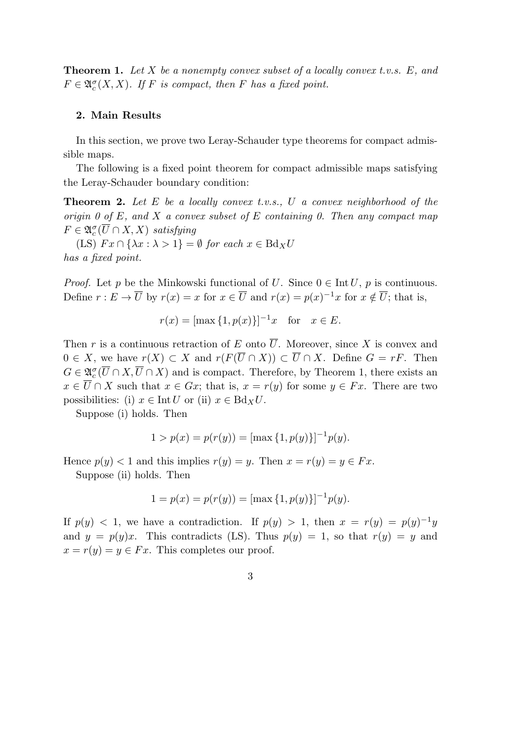**Theorem 1.** *Let $X$ be a nonempty convex subset of a locally convex t.v.s. $E$, and $F \in \mathfrak{A}_c^\sigma(X, X)$. If $F$ is compact, then $F$ has a fixed point.*

## 2. Main Results

In this section, we prove two Leray-Schauder type theorems for compact admissible maps.

The following is a fixed point theorem for compact admissible maps satisfying the Leray-Schauder boundary condition:

**Theorem 2.** *Let $E$ be a locally convex t.v.s., $U$ a convex neighborhood of the origin 0 of $E$, and $X$ a convex subset of $E$ containing 0. Then any compact map $F \in \mathfrak{A}_c^\sigma(\overline{U} \cap X, X)$ satisfying*

(LS) *$Fx \cap \{\lambda x : \lambda > 1\} = \emptyset$ for each $x \in \mathrm{Bd}_X U$*

*has a fixed point.*

*Proof.* Let $p$ be the Minkowski functional of $U$. Since $0 \in \mathrm{Int}\, U$, $p$ is continuous. Define $r : E \to \overline{U}$ by $r(x) = x$ for $x \in \overline{U}$ and $r(x) = p(x)^{-1}x$ for $x \notin \overline{U}$; that is,

$$r(x) = [\max\{1, p(x)\}]^{-1}x \quad \text{for} \quad x \in E.$$

Then $r$ is a continuous retraction of $E$ onto $\overline{U}$. Moreover, since $X$ is convex and $0 \in X$, we have $r(X) \subset X$ and $r(F(\overline{U} \cap X)) \subset \overline{U} \cap X$. Define $G = rF$. Then $G \in \mathfrak{A}_c^\sigma(\overline{U} \cap X, \overline{U} \cap X)$ and is compact. Therefore, by Theorem 1, there exists an $x \in \overline{U} \cap X$ such that $x \in Gx$; that is, $x = r(y)$ for some $y \in Fx$. There are two possibilities: (i) $x \in \mathrm{Int}\, U$ or (ii) $x \in \mathrm{Bd}_X U$.

Suppose (i) holds. Then

$$1 > p(x) = p(r(y)) = [\max\{1, p(y)\}]^{-1}p(y).$$

Hence $p(y) < 1$ and this implies $r(y) = y$. Then $x = r(y) = y \in Fx$.

Suppose (ii) holds. Then

$$1 = p(x) = p(r(y)) = [\max\{1, p(y)\}]^{-1}p(y).$$

If $p(y) < 1$, we have a contradiction. If $p(y) > 1$, then $x = r(y) = p(y)^{-1}y$ and $y = p(y)x$. This contradicts (LS). Thus $p(y) = 1$, so that $r(y) = y$ and $x = r(y) = y \in Fx$. This completes our proof.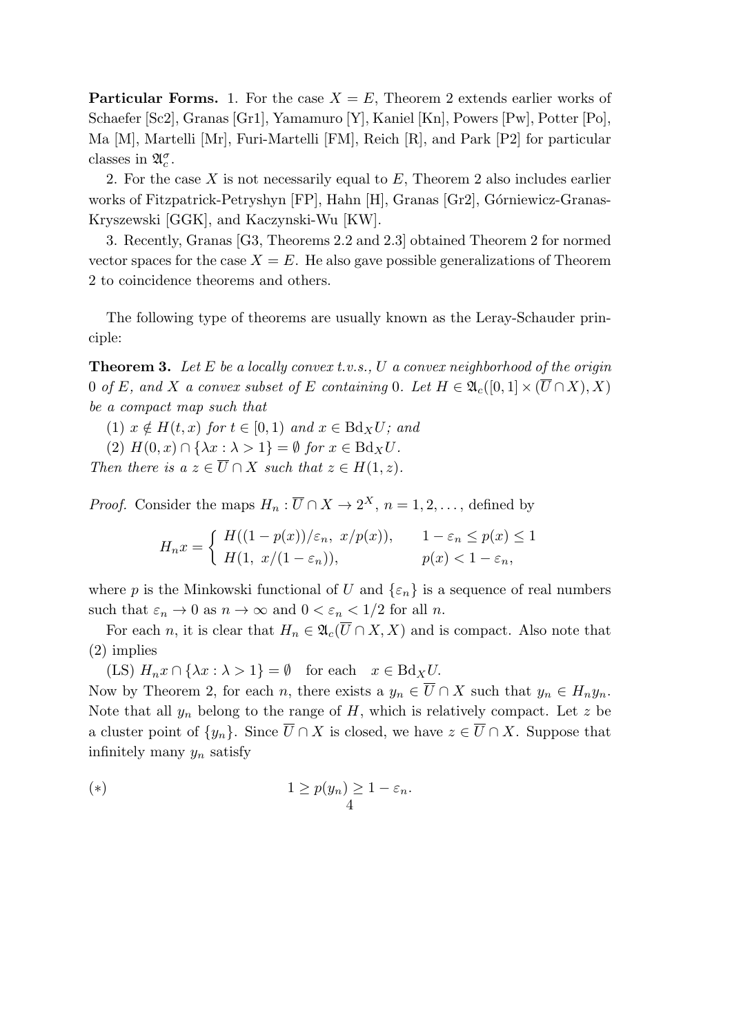**Particular Forms.** 1. For the case $X = E$, Theorem 2 extends earlier works of Schaefer [Sc2], Granas [Gr1], Yamamuro [Y], Kaniel [Kn], Powers [Pw], Potter [Po], Ma [M], Martelli [Mr], Furi-Martelli [FM], Reich [R], and Park [P2] for particular classes in $\mathfrak{A}_c^\sigma$.

2. For the case $X$ is not necessarily equal to $E$, Theorem 2 also includes earlier works of Fitzpatrick-Petryshyn [FP], Hahn [H], Granas [Gr2], Górniewicz-Granas-Kryszewski [GGK], and Kaczynski-Wu [KW].

3. Recently, Granas [G3, Theorems 2.2 and 2.3] obtained Theorem 2 for normed vector spaces for the case $X = E$. He also gave possible generalizations of Theorem 2 to coincidence theorems and others.

The following type of theorems are usually known as the Leray-Schauder principle:

**Theorem 3.** *Let $E$ be a locally convex t.v.s., $U$ a convex neighborhood of the origin $0$ of $E$, and $X$ a convex subset of $E$ containing $0$. Let $H \in \mathfrak{A}_c([0,1] \times (\overline{U} \cap X), X)$ be a compact map such that*

*(1) $x \notin H(t,x)$ for $t \in [0,1)$ and $x \in \mathrm{Bd}_X U$; and*

*(2) $H(0,x) \cap \{\lambda x : \lambda > 1\} = \emptyset$ for $x \in \mathrm{Bd}_X U$.*

*Then there is a $z \in \overline{U} \cap X$ such that $z \in H(1,z)$.*

*Proof.* Consider the maps $H_n : \overline{U} \cap X \to 2^X$, $n = 1, 2, \ldots$, defined by

$$H_n x = \begin{cases} H((1 - p(x))/\varepsilon_n,\ x/p(x)), & 1 - \varepsilon_n \le p(x) \le 1 \\ H(1,\ x/(1 - \varepsilon_n)), & p(x) < 1 - \varepsilon_n, \end{cases}$$

where $p$ is the Minkowski functional of $U$ and $\{\varepsilon_n\}$ is a sequence of real numbers such that $\varepsilon_n \to 0$ as $n \to \infty$ and $0 < \varepsilon_n < 1/2$ for all $n$.

For each $n$, it is clear that $H_n \in \mathfrak{A}_c(\overline{U} \cap X, X)$ and is compact. Also note that (2) implies

(LS) $H_n x \cap \{\lambda x : \lambda > 1\} = \emptyset$ for each $x \in \mathrm{Bd}_X U$.

Now by Theorem 2, for each $n$, there exists a $y_n \in \overline{U} \cap X$ such that $y_n \in H_n y_n$. Note that all $y_n$ belong to the range of $H$, which is relatively compact. Let $z$ be a cluster point of $\{y_n\}$. Since $\overline{U} \cap X$ is closed, we have $z \in \overline{U} \cap X$. Suppose that infinitely many $y_n$ satisfy

$$(*) \qquad 1 \ge p(y_n) \ge 1 - \varepsilon_n.$$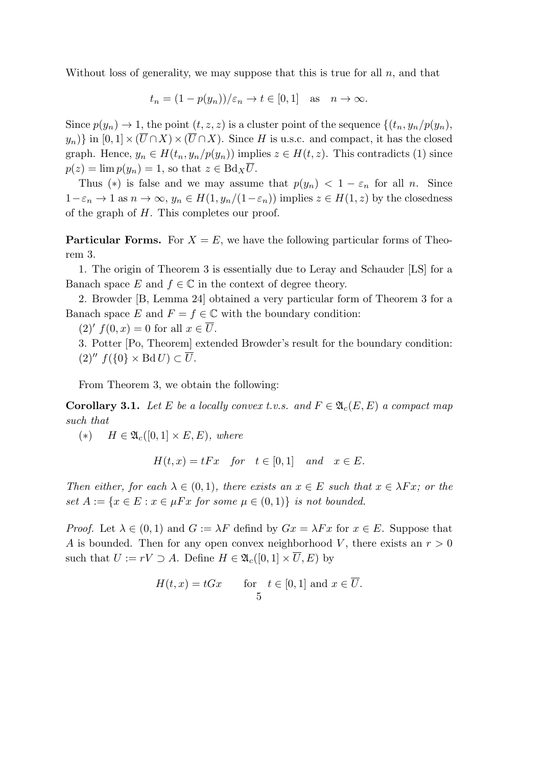Without loss of generality, we may suppose that this is true for all $n$, and that

$$t_n = (1 - p(y_n))/\varepsilon_n \to t \in [0,1] \quad \text{as} \quad n \to \infty.$$

Since $p(y_n) \to 1$, the point $(t, z, z)$ is a cluster point of the sequence $\{(t_n, y_n/p(y_n), y_n)\}$ in $[0,1] \times (\overline{U} \cap X) \times (\overline{U} \cap X)$. Since $H$ is u.s.c. and compact, it has the closed graph. Hence, $y_n \in H(t_n, y_n/p(y_n))$ implies $z \in H(t, z)$. This contradicts (1) since $p(z) = \lim p(y_n) = 1$, so that $z \in \mathrm{Bd}_X \overline{U}$.

Thus $(*)$ is false and we may assume that $p(y_n) < 1 - \varepsilon_n$ for all $n$. Since $1 - \varepsilon_n \to 1$ as $n \to \infty$, $y_n \in H(1, y_n/(1-\varepsilon_n))$ implies $z \in H(1, z)$ by the closedness of the graph of $H$. This completes our proof.

**Particular Forms.** For $X = E$, we have the following particular forms of Theorem 3.

1. The origin of Theorem 3 is essentially due to Leray and Schauder [LS] for a Banach space $E$ and $f \in \mathbb{C}$ in the context of degree theory.

2. Browder [B, Lemma 24] obtained a very particular form of Theorem 3 for a Banach space $E$ and $F = f \in \mathbb{C}$ with the boundary condition:

$(2)'$ $f(0, x) = 0$ for all $x \in \overline{U}$.

3. Potter [Po, Theorem] extended Browder's result for the boundary condition:

$(2)''$ $f(\{0\} \times \mathrm{Bd}\, U) \subset \overline{U}$.

From Theorem 3, we obtain the following:

**Corollary 3.1.** *Let $E$ be a locally convex t.v.s. and $F \in \mathfrak{A}_c(E, E)$ a compact map such that*

$(*)$ $\quad H \in \mathfrak{A}_c([0,1] \times E, E)$*, where*

$$H(t, x) = tFx \quad \textit{for} \quad t \in [0,1] \quad \textit{and} \quad x \in E.$$

*Then either, for each $\lambda \in (0,1)$, there exists an $x \in E$ such that $x \in \lambda Fx$; or the set $A := \{x \in E : x \in \mu Fx \text{ for some } \mu \in (0,1)\}$ is not bounded.*

*Proof.* Let $\lambda \in (0,1)$ and $G := \lambda F$ defind by $Gx = \lambda Fx$ for $x \in E$. Suppose that $A$ is bounded. Then for any open convex neighborhood $V$, there exists an $r > 0$ such that $U := rV \supset A$. Define $H \in \mathfrak{A}_c([0,1] \times \overline{U}, E)$ by

$$H(t, x) = tGx \qquad \text{for} \quad t \in [0,1] \text{ and } x \in \overline{U}.$$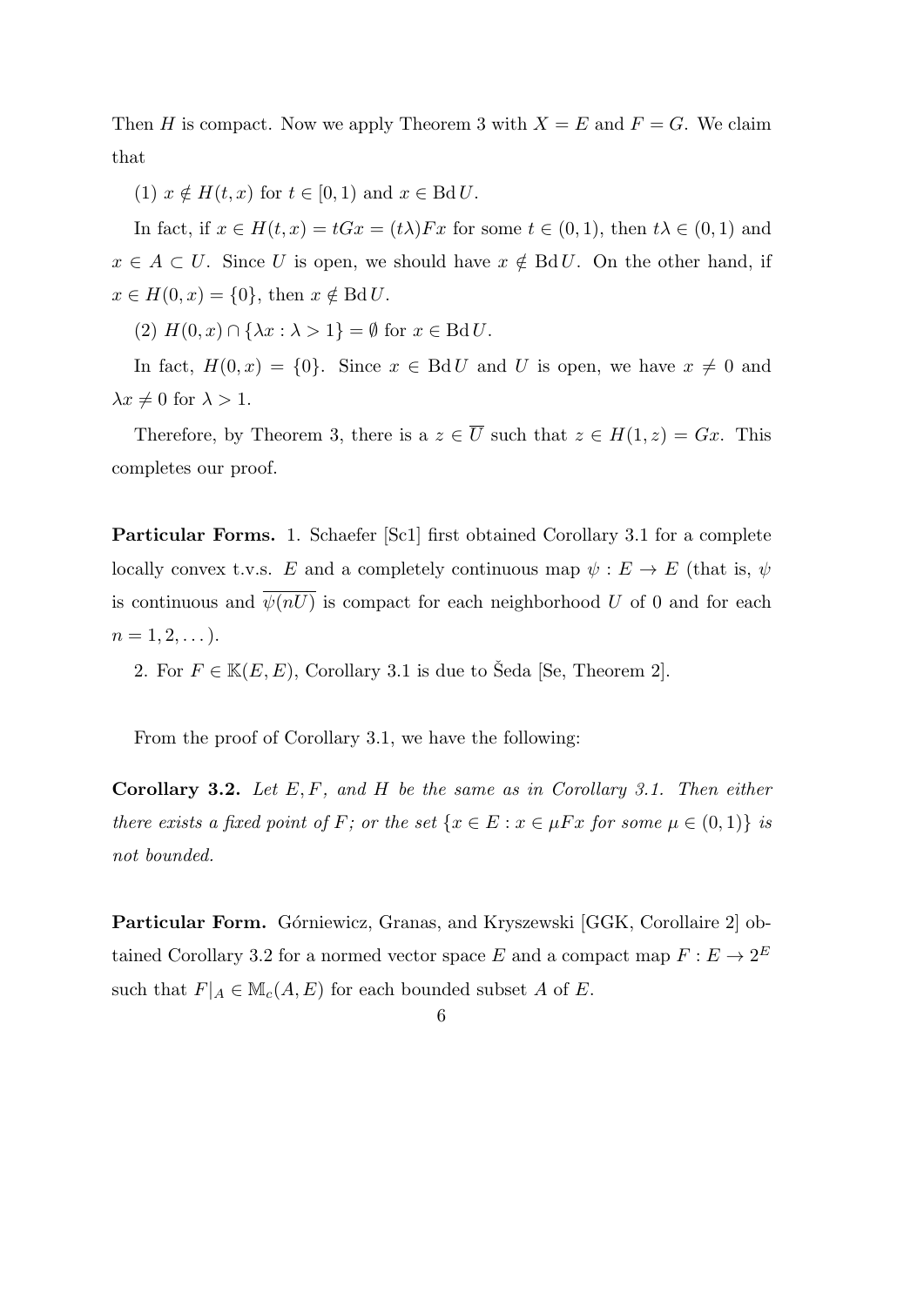Then $H$ is compact. Now we apply Theorem 3 with $X = E$ and $F = G$. We claim that

(1) $x \notin H(t,x)$ for $t \in [0,1)$ and $x \in \operatorname{Bd} U$.

In fact, if $x \in H(t,x) = tGx = (t\lambda)Fx$ for some $t \in (0,1)$, then $t\lambda \in (0,1)$ and $x \in A \subset U$. Since $U$ is open, we should have $x \notin \operatorname{Bd} U$. On the other hand, if $x \in H(0,x) = \{0\}$, then $x \notin \operatorname{Bd} U$.

(2) $H(0,x) \cap \{\lambda x : \lambda > 1\} = \emptyset$ for $x \in \operatorname{Bd} U$.

In fact, $H(0,x) = \{0\}$. Since $x \in \operatorname{Bd} U$ and $U$ is open, we have $x \neq 0$ and $\lambda x \neq 0$ for $\lambda > 1$.

Therefore, by Theorem 3, there is a $z \in \overline{U}$ such that $z \in H(1,z) = Gx$. This completes our proof.

**Particular Forms.** 1. Schaefer [Sc1] first obtained Corollary 3.1 for a complete locally convex t.v.s. $E$ and a completely continuous map $\psi : E \to E$ (that is, $\psi$ is continuous and $\overline{\psi(nU)}$ is compact for each neighborhood $U$ of 0 and for each $n = 1, 2, \dots$).

2. For $F \in \mathbb{K}(E,E)$, Corollary 3.1 is due to Šeda [Se, Theorem 2].

From the proof of Corollary 3.1, we have the following:

**Corollary 3.2.** *Let $E, F$, and $H$ be the same as in Corollary 3.1. Then either there exists a fixed point of $F$; or the set $\{x \in E : x \in \mu Fx$ for some $\mu \in (0,1)\}$ is not bounded.*

**Particular Form.** Górniewicz, Granas, and Kryszewski [GGK, Corollaire 2] obtained Corollary 3.2 for a normed vector space $E$ and a compact map $F : E \to 2^E$ such that $F|_A \in \mathbb{M}_c(A,E)$ for each bounded subset $A$ of $E$.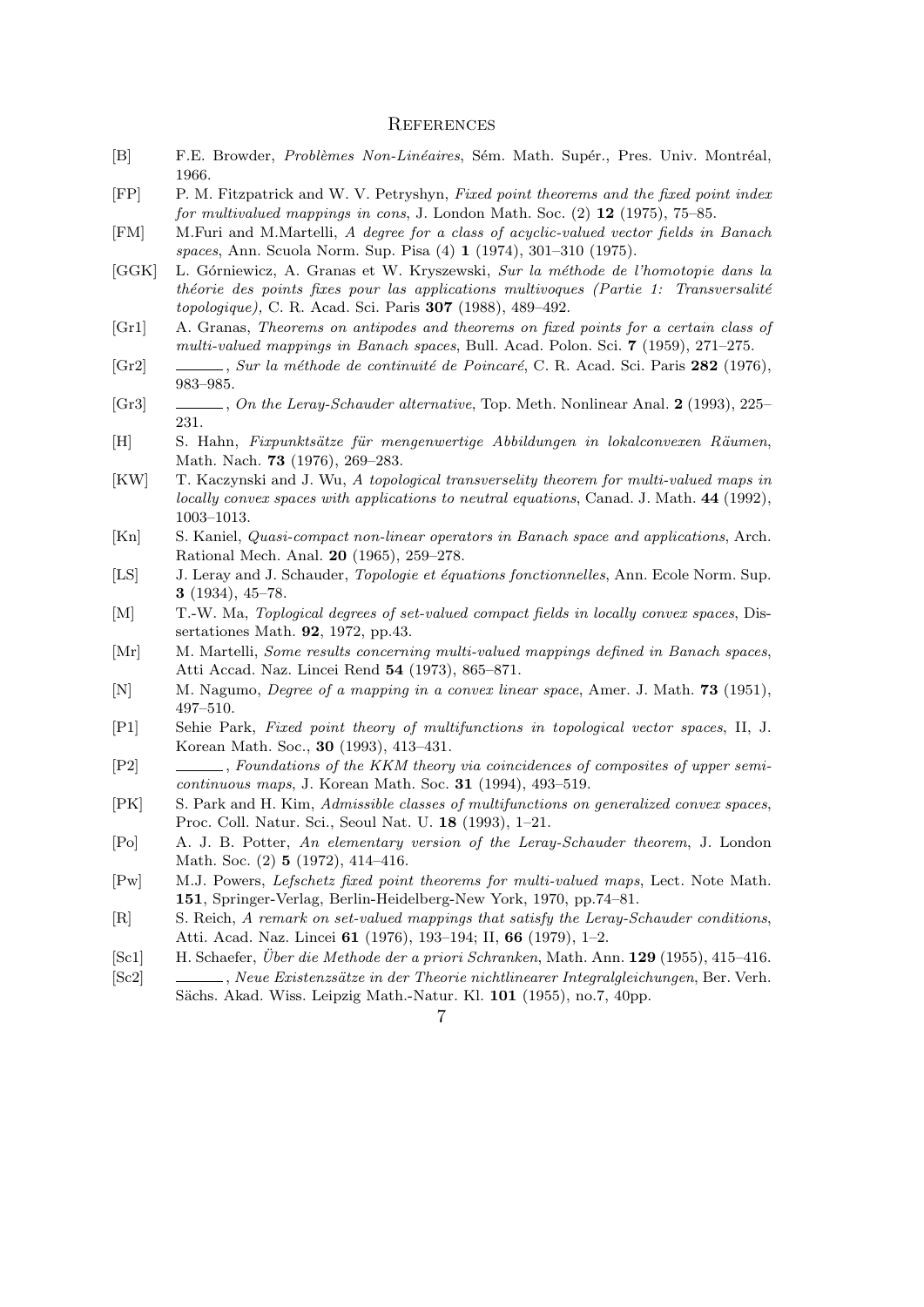# References

[B] F.E. Browder, *Problèmes Non-Linéaires*, Sém. Math. Supér., Pres. Univ. Montréal, 1966.

[FP] P. M. Fitzpatrick and W. V. Petryshyn, *Fixed point theorems and the fixed point index for multivalued mappings in cons*, J. London Math. Soc. (2) **12** (1975), 75–85.

[FM] M.Furi and M.Martelli, *A degree for a class of acyclic-valued vector fields in Banach spaces*, Ann. Scuola Norm. Sup. Pisa (4) **1** (1974), 301–310 (1975).

[GGK] L. Górniewicz, A. Granas et W. Kryszewski, *Sur la méthode de l'homotopie dans la théorie des points fixes pour las applications multivoques (Partie 1: Transversalité topologique),* C. R. Acad. Sci. Paris **307** (1988), 489–492.

[Gr1] A. Granas, *Theorems on antipodes and theorems on fixed points for a certain class of multi-valued mappings in Banach spaces*, Bull. Acad. Polon. Sci. **7** (1959), 271–275.

[Gr2] ———, *Sur la méthode de continuité de Poincaré*, C. R. Acad. Sci. Paris **282** (1976), 983–985.

[Gr3] ———, *On the Leray-Schauder alternative*, Top. Meth. Nonlinear Anal. **2** (1993), 225–231.

[H] S. Hahn, *Fixpunktsätze für mengenwertige Abbildungen in lokalconvexen Räumen*, Math. Nach. **73** (1976), 269–283.

[KW] T. Kaczynski and J. Wu, *A topological transverselity theorem for multi-valued maps in locally convex spaces with applications to neutral equations*, Canad. J. Math. **44** (1992), 1003–1013.

[Kn] S. Kaniel, *Quasi-compact non-linear operators in Banach space and applications*, Arch. Rational Mech. Anal. **20** (1965), 259–278.

[LS] J. Leray and J. Schauder, *Topologie et équations fonctionnelles*, Ann. Ecole Norm. Sup. **3** (1934), 45–78.

[M] T.-W. Ma, *Toplogical degrees of set-valued compact fields in locally convex spaces*, Dissertationes Math. **92**, 1972, pp.43.

[Mr] M. Martelli, *Some results concerning multi-valued mappings defined in Banach spaces*, Atti Accad. Naz. Lincei Rend **54** (1973), 865–871.

[N] M. Nagumo, *Degree of a mapping in a convex linear space*, Amer. J. Math. **73** (1951), 497–510.

[P1] Sehie Park, *Fixed point theory of multifunctions in topological vector spaces*, II, J. Korean Math. Soc., **30** (1993), 413–431.

[P2] ———, *Foundations of the KKM theory via coincidences of composites of upper semi-continuous maps*, J. Korean Math. Soc. **31** (1994), 493–519.

[PK] S. Park and H. Kim, *Admissible classes of multifunctions on generalized convex spaces*, Proc. Coll. Natur. Sci., Seoul Nat. U. **18** (1993), 1–21.

[Po] A. J. B. Potter, *An elementary version of the Leray-Schauder theorem*, J. London Math. Soc. (2) **5** (1972), 414–416.

[Pw] M.J. Powers, *Lefschetz fixed point theorems for multi-valued maps*, Lect. Note Math. **151**, Springer-Verlag, Berlin-Heidelberg-New York, 1970, pp.74–81.

[R] S. Reich, *A remark on set-valued mappings that satisfy the Leray-Schauder conditions*, Atti. Acad. Naz. Lincei **61** (1976), 193–194; II, **66** (1979), 1–2.

[Sc1] H. Schaefer, *Über die Methode der a priori Schranken*, Math. Ann. **129** (1955), 415–416.

[Sc2] ———, *Neue Existenzsätze in der Theorie nichtlinearer Integralgleichungen*, Ber. Verh. Sächs. Akad. Wiss. Leipzig Math.-Natur. Kl. **101** (1955), no.7, 40pp.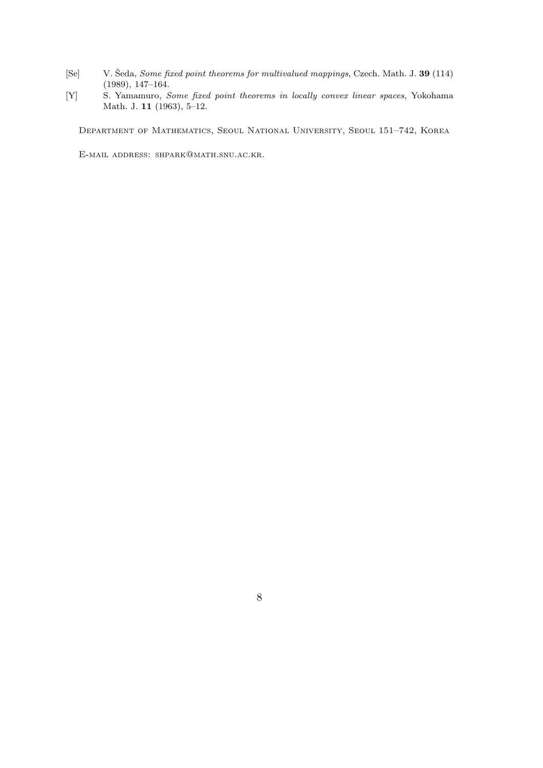[Se] V. Šeda, *Some fixed point theorems for multivalued mappings*, Czech. Math. J. **39** (114) (1989), 147–164.

[Y] S. Yamamuro, *Some fixed point theorems in locally convex linear spaces*, Yokohama Math. J. **11** (1963), 5–12.

Department of Mathematics, Seoul National University, Seoul 151–742, Korea

E-mail address: shpark@math.snu.ac.kr.